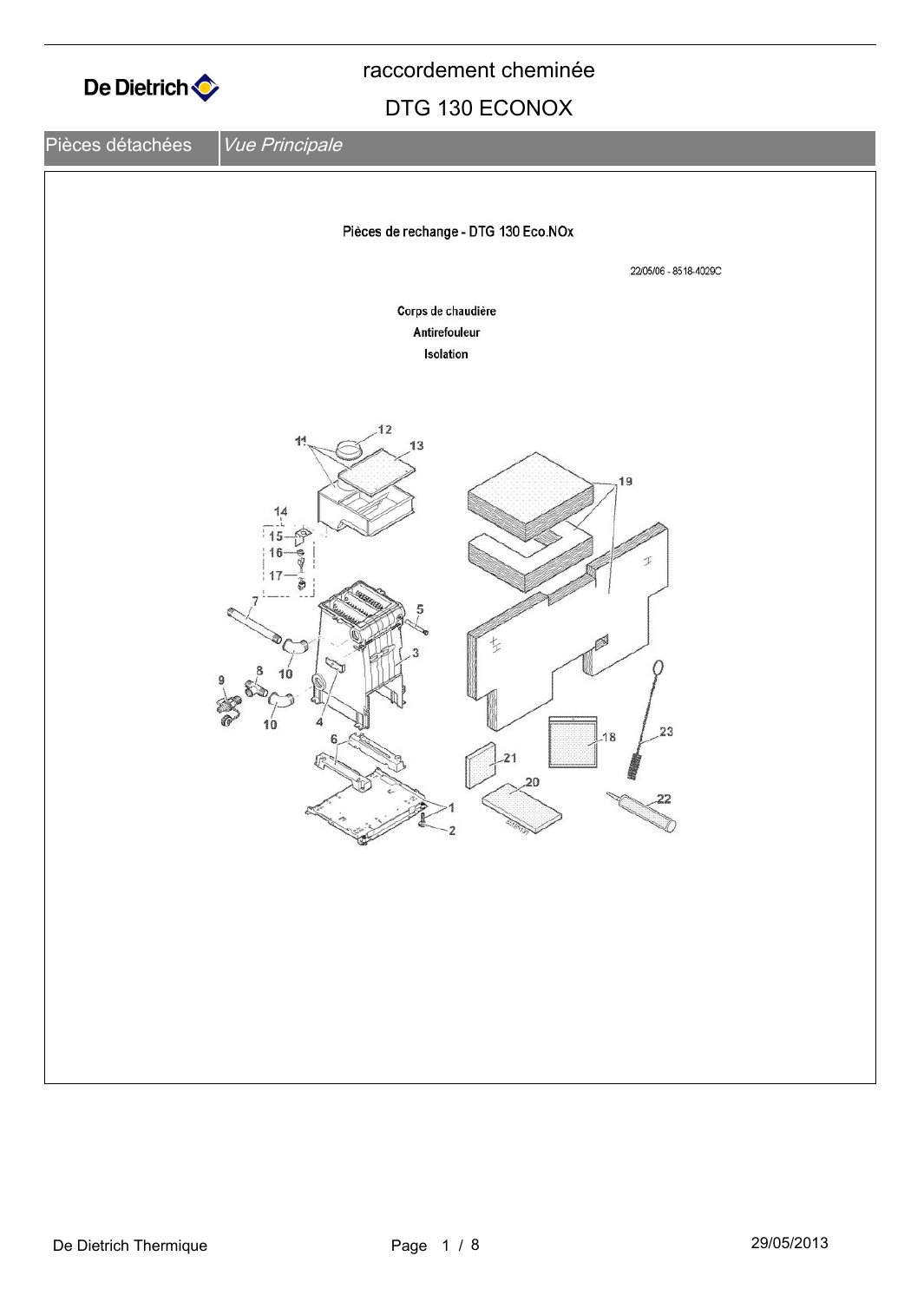# raccordement cheminée

## DTG 130 ECONOX

| Pièces détachées | *Vue Principale* |
|---|---|

**Pièces de rechange - DTG 130 Eco.NOx**

22/05/06 - 8518-4029C

**Corps de chaudière**

**Antirefouleur**

**Isolation**

1
2
3
4
5
6
7
8
9
10
10
11
12
13
14
15
16
17
18
19
20
21
22
23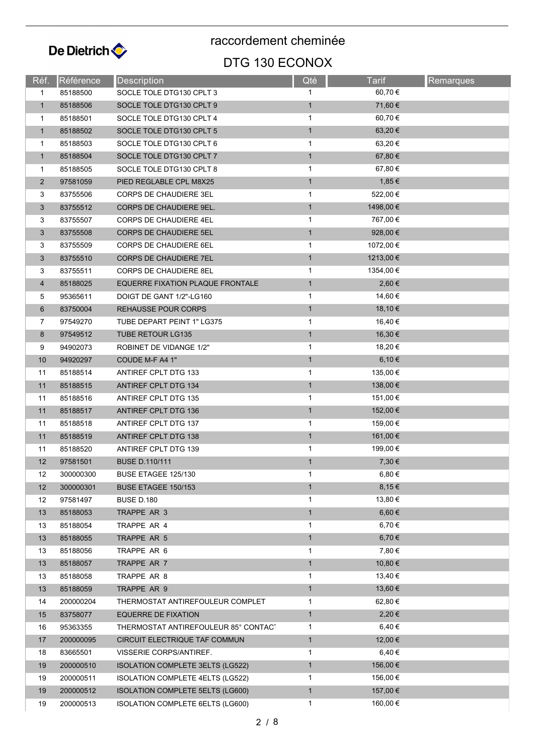# raccordement cheminée

## DTG 130 ECONOX

| Réf. | Référence | Description | Qté | Tarif | Remarques |
|---|---|---|---|---|---|
| 1 | 85188500 | SOCLE TOLE DTG130 CPLT 3 | 1 | 60,70 € | |
| 1 | 85188506 | SOCLE TOLE DTG130 CPLT 9 | 1 | 71,60 € | |
| 1 | 85188501 | SOCLE TOLE DTG130 CPLT 4 | 1 | 60,70 € | |
| 1 | 85188502 | SOCLE TOLE DTG130 CPLT 5 | 1 | 63,20 € | |
| 1 | 85188503 | SOCLE TOLE DTG130 CPLT 6 | 1 | 63,20 € | |
| 1 | 85188504 | SOCLE TOLE DTG130 CPLT 7 | 1 | 67,80 € | |
| 1 | 85188505 | SOCLE TOLE DTG130 CPLT 8 | 1 | 67,80 € | |
| 2 | 97581059 | PIED REGLABLE CPL M8X25 | 1 | 1,85 € | |
| 3 | 83755506 | CORPS DE CHAUDIERE 3EL | 1 | 522,00 € | |
| 3 | 83755512 | CORPS DE CHAUDIERE 9EL. | 1 | 1498,00 € | |
| 3 | 83755507 | CORPS DE CHAUDIERE 4EL | 1 | 767,00 € | |
| 3 | 83755508 | CORPS DE CHAUDIERE 5EL | 1 | 928,00 € | |
| 3 | 83755509 | CORPS DE CHAUDIERE 6EL | 1 | 1072,00 € | |
| 3 | 83755510 | CORPS DE CHAUDIERE 7EL | 1 | 1213,00 € | |
| 3 | 83755511 | CORPS DE CHAUDIERE 8EL | 1 | 1354,00 € | |
| 4 | 85188025 | EQUERRE FIXATION PLAQUE FRONTALE | 1 | 2,60 € | |
| 5 | 95365611 | DOIGT DE GANT 1/2"-LG160 | 1 | 14,60 € | |
| 6 | 83750004 | REHAUSSE POUR CORPS | 1 | 18,10 € | |
| 7 | 97549270 | TUBE DEPART PEINT 1" LG375 | 1 | 16,40 € | |
| 8 | 97549512 | TUBE RETOUR LG135 | 1 | 16,30 € | |
| 9 | 94902073 | ROBINET DE VIDANGE 1/2" | 1 | 18,20 € | |
| 10 | 94920297 | COUDE M-F A4 1" | 1 | 6,10 € | |
| 11 | 85188514 | ANTIREF CPLT DTG 133 | 1 | 135,00 € | |
| 11 | 85188515 | ANTIREF CPLT DTG 134 | 1 | 138,00 € | |
| 11 | 85188516 | ANTIREF CPLT DTG 135 | 1 | 151,00 € | |
| 11 | 85188517 | ANTIREF CPLT DTG 136 | 1 | 152,00 € | |
| 11 | 85188518 | ANTIREF CPLT DTG 137 | 1 | 159,00 € | |
| 11 | 85188519 | ANTIREF CPLT DTG 138 | 1 | 161,00 € | |
| 11 | 85188520 | ANTIREF CPLT DTG 139 | 1 | 199,00 € | |
| 12 | 97581501 | BUSE D.110/111 | 1 | 7,30 € | |
| 12 | 300000300 | BUSE ETAGEE 125/130 | 1 | 6,80 € | |
| 12 | 300000301 | BUSE ETAGEE 150/153 | 1 | 8,15 € | |
| 12 | 97581497 | BUSE D.180 | 1 | 13,80 € | |
| 13 | 85188053 | TRAPPE AR 3 | 1 | 6,60 € | |
| 13 | 85188054 | TRAPPE AR 4 | 1 | 6,70 € | |
| 13 | 85188055 | TRAPPE AR 5 | 1 | 6,70 € | |
| 13 | 85188056 | TRAPPE AR 6 | 1 | 7,80 € | |
| 13 | 85188057 | TRAPPE AR 7 | 1 | 10,80 € | |
| 13 | 85188058 | TRAPPE AR 8 | 1 | 13,40 € | |
| 13 | 85188059 | TRAPPE AR 9 | 1 | 13,60 € | |
| 14 | 200000204 | THERMOSTAT ANTIREFOULEUR COMPLET | 1 | 62,80 € | |
| 15 | 83758077 | EQUERRE DE FIXATION | 1 | 2,20 € | |
| 16 | 95363355 | THERMOSTAT ANTIREFOULEUR 85° CONTACT | 1 | 6,40 € | |
| 17 | 200000095 | CIRCUIT ELECTRIQUE TAF COMMUN | 1 | 12,00 € | |
| 18 | 83665501 | VISSERIE CORPS/ANTIREF. | 1 | 6,40 € | |
| 19 | 200000510 | ISOLATION COMPLETE 3ELTS (LG522) | 1 | 156,00 € | |
| 19 | 200000511 | ISOLATION COMPLETE 4ELTS (LG522) | 1 | 156,00 € | |
| 19 | 200000512 | ISOLATION COMPLETE 5ELTS (LG600) | 1 | 157,00 € | |
| 19 | 200000513 | ISOLATION COMPLETE 6ELTS (LG600) | 1 | 160,00 € | |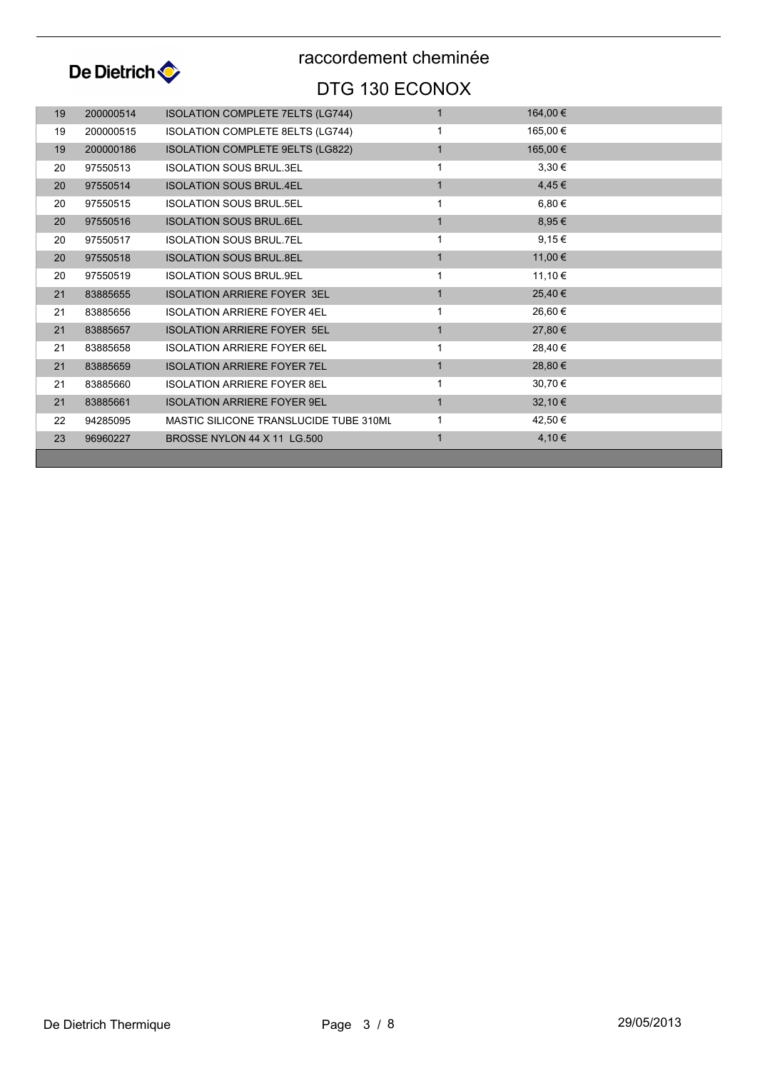# raccordement cheminée

## DTG 130 ECONOX

| | | | | |
|---|---|---|---|---|
| 19 | 200000514 | ISOLATION COMPLETE 7ELTS (LG744) | 1 | 164,00 € |
| 19 | 200000515 | ISOLATION COMPLETE 8ELTS (LG744) | 1 | 165,00 € |
| 19 | 200000186 | ISOLATION COMPLETE 9ELTS (LG822) | 1 | 165,00 € |
| 20 | 97550513 | ISOLATION SOUS BRUL.3EL | 1 | 3,30 € |
| 20 | 97550514 | ISOLATION SOUS BRUL.4EL | 1 | 4,45 € |
| 20 | 97550515 | ISOLATION SOUS BRUL.5EL | 1 | 6,80 € |
| 20 | 97550516 | ISOLATION SOUS BRUL.6EL | 1 | 8,95 € |
| 20 | 97550517 | ISOLATION SOUS BRUL.7EL | 1 | 9,15 € |
| 20 | 97550518 | ISOLATION SOUS BRUL.8EL | 1 | 11,00 € |
| 20 | 97550519 | ISOLATION SOUS BRUL.9EL | 1 | 11,10 € |
| 21 | 83885655 | ISOLATION ARRIERE FOYER 3EL | 1 | 25,40 € |
| 21 | 83885656 | ISOLATION ARRIERE FOYER 4EL | 1 | 26,60 € |
| 21 | 83885657 | ISOLATION ARRIERE FOYER 5EL | 1 | 27,80 € |
| 21 | 83885658 | ISOLATION ARRIERE FOYER 6EL | 1 | 28,40 € |
| 21 | 83885659 | ISOLATION ARRIERE FOYER 7EL | 1 | 28,80 € |
| 21 | 83885660 | ISOLATION ARRIERE FOYER 8EL | 1 | 30,70 € |
| 21 | 83885661 | ISOLATION ARRIERE FOYER 9EL | 1 | 32,10 € |
| 22 | 94285095 | MASTIC SILICONE TRANSLUCIDE TUBE 310ML | 1 | 42,50 € |
| 23 | 96960227 | BROSSE NYLON 44 X 11 LG.500 | 1 | 4,10 € |

De Dietrich Thermique 29/05/2013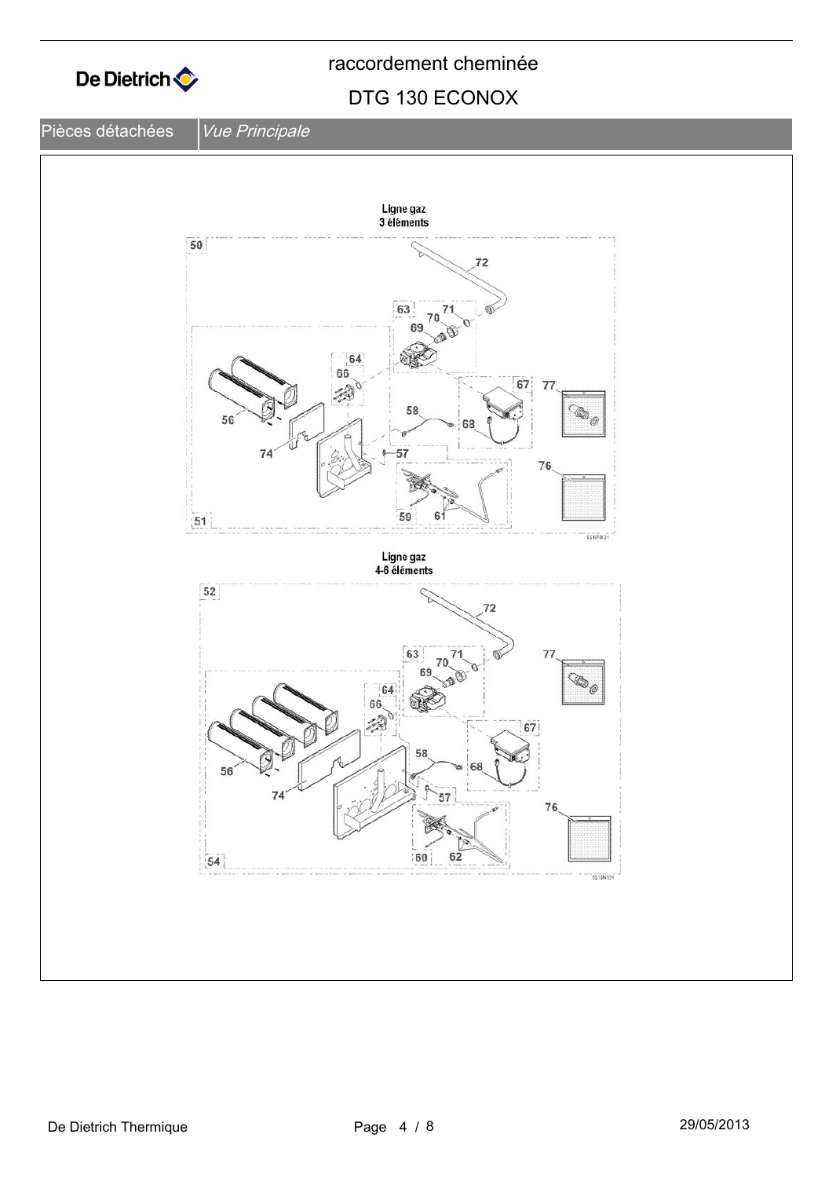# raccordement cheminée

## DTG 130 ECONOX

| Pièces détachées | *Vue Principale* |
|---|---|

**Ligne gaz 3 éléments**

50, 72, 63, 71, 70, 69, 64, 66, 67, 77, 58, 56, 68, 74, 57, 76, 59, 61, 51

**Ligne gaz 4-6 éléments**

52, 72, 63, 71, 70, 69, 77, 64, 66, 67, 58, 56, 68, 74, 57, 76, 60, 62, 54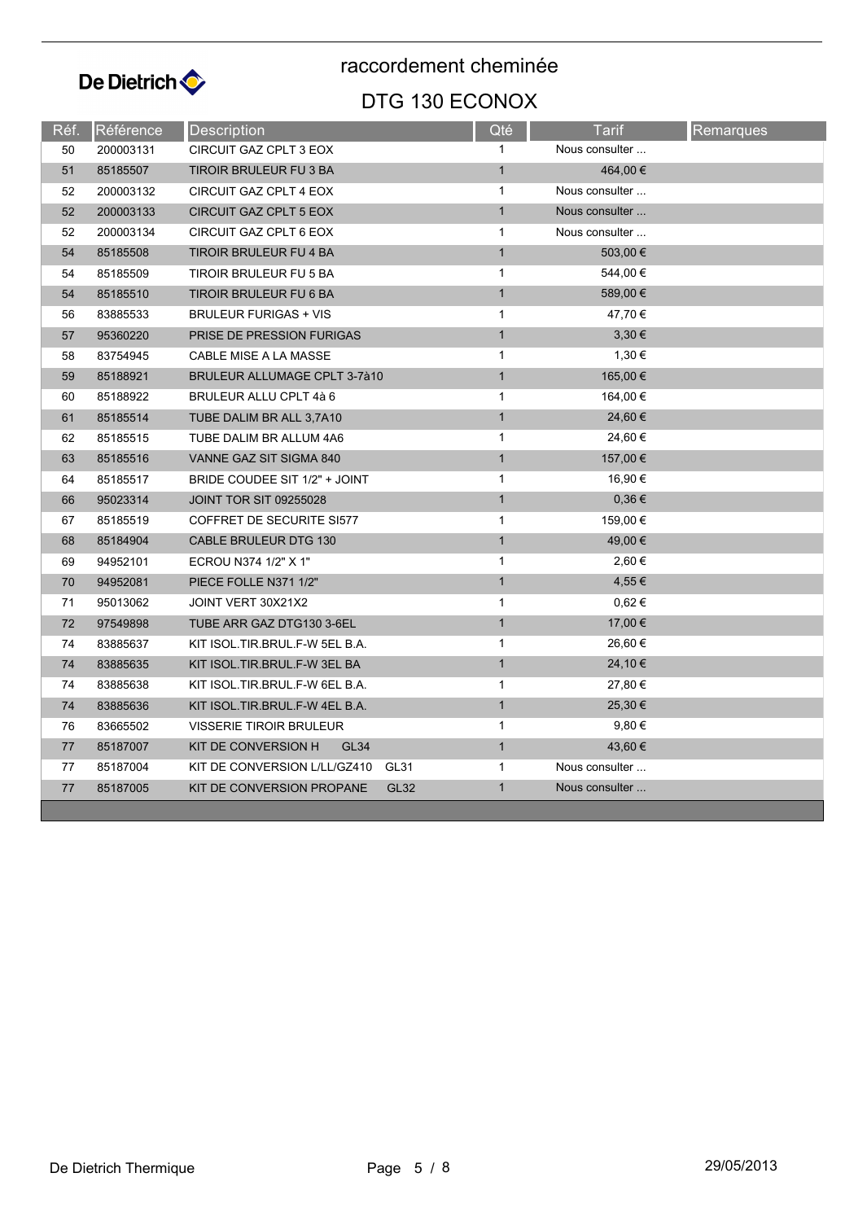De Dietrich

# raccordement cheminée

## DTG 130 ECONOX

| Réf. | Référence | Description | Qté | Tarif | Remarques |
|---|---|---|---|---|---|
| 50 | 200003131 | CIRCUIT GAZ CPLT 3 EOX | 1 | Nous consulter ... | |
| 51 | 85185507 | TIROIR BRULEUR FU 3 BA | 1 | 464,00 € | |
| 52 | 200003132 | CIRCUIT GAZ CPLT 4 EOX | 1 | Nous consulter ... | |
| 52 | 200003133 | CIRCUIT GAZ CPLT 5 EOX | 1 | Nous consulter ... | |
| 52 | 200003134 | CIRCUIT GAZ CPLT 6 EOX | 1 | Nous consulter ... | |
| 54 | 85185508 | TIROIR BRULEUR FU 4 BA | 1 | 503,00 € | |
| 54 | 85185509 | TIROIR BRULEUR FU 5 BA | 1 | 544,00 € | |
| 54 | 85185510 | TIROIR BRULEUR FU 6 BA | 1 | 589,00 € | |
| 56 | 83885533 | BRULEUR FURIGAS + VIS | 1 | 47,70 € | |
| 57 | 95360220 | PRISE DE PRESSION FURIGAS | 1 | 3,30 € | |
| 58 | 83754945 | CABLE MISE A LA MASSE | 1 | 1,30 € | |
| 59 | 85188921 | BRULEUR ALLUMAGE CPLT 3-7à10 | 1 | 165,00 € | |
| 60 | 85188922 | BRULEUR ALLU CPLT 4à 6 | 1 | 164,00 € | |
| 61 | 85185514 | TUBE DALIM BR ALL 3,7A10 | 1 | 24,60 € | |
| 62 | 85185515 | TUBE DALIM BR ALLUM 4A6 | 1 | 24,60 € | |
| 63 | 85185516 | VANNE GAZ SIT SIGMA 840 | 1 | 157,00 € | |
| 64 | 85185517 | BRIDE COUDEE SIT 1/2" + JOINT | 1 | 16,90 € | |
| 66 | 95023314 | JOINT TOR SIT 09255028 | 1 | 0,36 € | |
| 67 | 85185519 | COFFRET DE SECURITE SI577 | 1 | 159,00 € | |
| 68 | 85184904 | CABLE BRULEUR DTG 130 | 1 | 49,00 € | |
| 69 | 94952101 | ECROU N374 1/2" X 1" | 1 | 2,60 € | |
| 70 | 94952081 | PIECE FOLLE N371 1/2" | 1 | 4,55 € | |
| 71 | 95013062 | JOINT VERT 30X21X2 | 1 | 0,62 € | |
| 72 | 97549898 | TUBE ARR GAZ DTG130 3-6EL | 1 | 17,00 € | |
| 74 | 83885637 | KIT ISOL.TIR.BRUL.F-W 5EL B.A. | 1 | 26,60 € | |
| 74 | 83885635 | KIT ISOL.TIR.BRUL.F-W 3EL BA | 1 | 24,10 € | |
| 74 | 83885638 | KIT ISOL.TIR.BRUL.F-W 6EL B.A. | 1 | 27,80 € | |
| 74 | 83885636 | KIT ISOL.TIR.BRUL.F-W 4EL B.A. | 1 | 25,30 € | |
| 76 | 83665502 | VISSERIE TIROIR BRULEUR | 1 | 9,80 € | |
| 77 | 85187007 | KIT DE CONVERSION H GL34 | 1 | 43,60 € | |
| 77 | 85187004 | KIT DE CONVERSION L/LL/GZ410 GL31 | 1 | Nous consulter ... | |
| 77 | 85187005 | KIT DE CONVERSION PROPANE GL32 | 1 | Nous consulter ... | |

De Dietrich Thermique 29/05/2013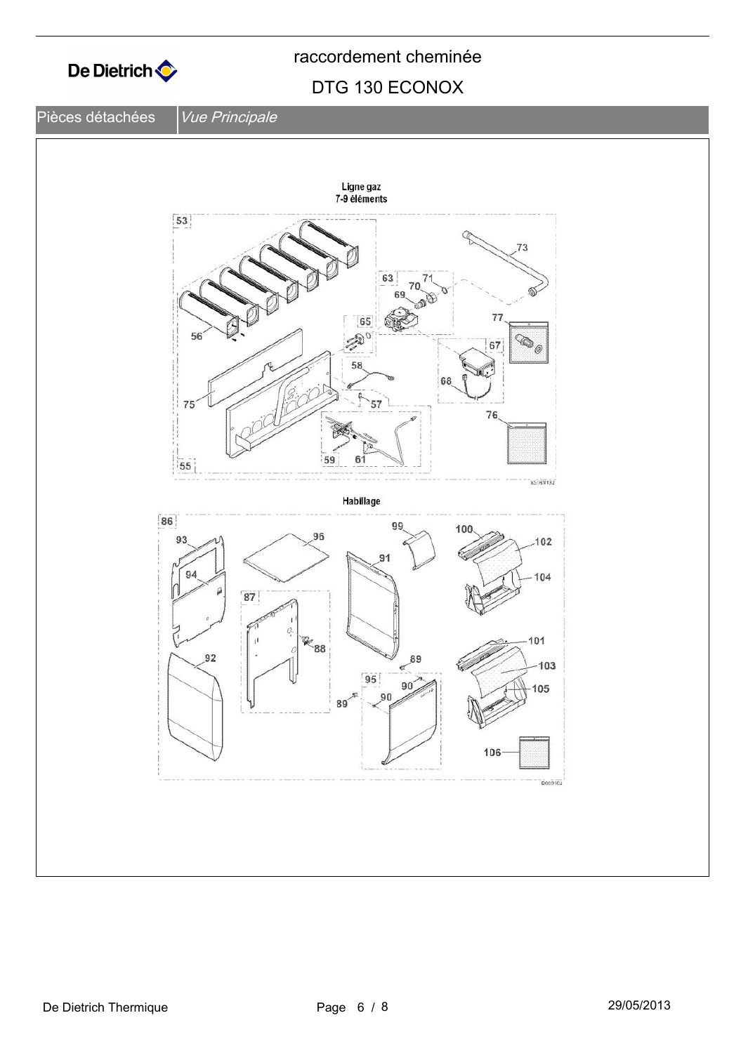# raccordement cheminée

## DTG 130 ECONOX

Pièces détachées | *Vue Principale*

Ligne gaz
7-9 éléments

53 73 63 71 70 69 65 77 56 67 58 68 75 57 76 55 59 61

Habillage

86 99 100 93 96 102 91 104 94 87 88 101 92 89 103 95 90 105 89 90 106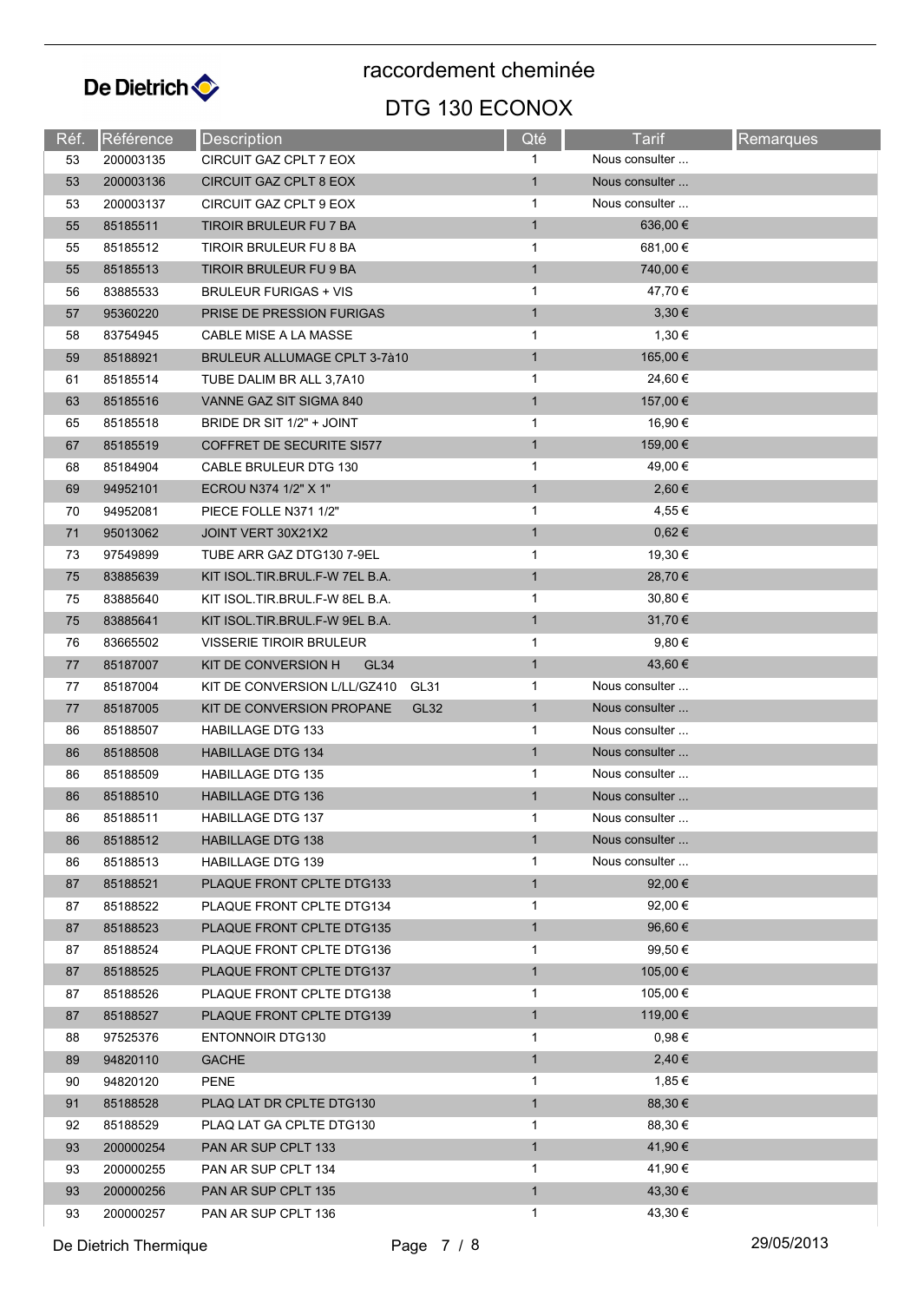# raccordement cheminée

## DTG 130 ECONOX

| Réf. | Référence | Description | Qté | Tarif | Remarques |
|---|---|---|---|---|---|
| 53 | 200003135 | CIRCUIT GAZ CPLT 7 EOX | 1 | Nous consulter ... | |
| 53 | 200003136 | CIRCUIT GAZ CPLT 8 EOX | 1 | Nous consulter ... | |
| 53 | 200003137 | CIRCUIT GAZ CPLT 9 EOX | 1 | Nous consulter ... | |
| 55 | 85185511 | TIROIR BRULEUR FU 7 BA | 1 | 636,00 € | |
| 55 | 85185512 | TIROIR BRULEUR FU 8 BA | 1 | 681,00 € | |
| 55 | 85185513 | TIROIR BRULEUR FU 9 BA | 1 | 740,00 € | |
| 56 | 83885533 | BRULEUR FURIGAS + VIS | 1 | 47,70 € | |
| 57 | 95360220 | PRISE DE PRESSION FURIGAS | 1 | 3,30 € | |
| 58 | 83754945 | CABLE MISE A LA MASSE | 1 | 1,30 € | |
| 59 | 85188921 | BRULEUR ALLUMAGE CPLT 3-7à10 | 1 | 165,00 € | |
| 61 | 85185514 | TUBE DALIM BR ALL 3,7A10 | 1 | 24,60 € | |
| 63 | 85185516 | VANNE GAZ SIT SIGMA 840 | 1 | 157,00 € | |
| 65 | 85185518 | BRIDE DR SIT 1/2" + JOINT | 1 | 16,90 € | |
| 67 | 85185519 | COFFRET DE SECURITE SI577 | 1 | 159,00 € | |
| 68 | 85184904 | CABLE BRULEUR DTG 130 | 1 | 49,00 € | |
| 69 | 94952101 | ECROU N374 1/2" X 1" | 1 | 2,60 € | |
| 70 | 94952081 | PIECE FOLLE N371 1/2" | 1 | 4,55 € | |
| 71 | 95013062 | JOINT VERT 30X21X2 | 1 | 0,62 € | |
| 73 | 97549899 | TUBE ARR GAZ DTG130 7-9EL | 1 | 19,30 € | |
| 75 | 83885639 | KIT ISOL.TIR.BRUL.F-W 7EL B.A. | 1 | 28,70 € | |
| 75 | 83885640 | KIT ISOL.TIR.BRUL.F-W 8EL B.A. | 1 | 30,80 € | |
| 75 | 83885641 | KIT ISOL.TIR.BRUL.F-W 9EL B.A. | 1 | 31,70 € | |
| 76 | 83665502 | VISSERIE TIROIR BRULEUR | 1 | 9,80 € | |
| 77 | 85187007 | KIT DE CONVERSION H GL34 | 1 | 43,60 € | |
| 77 | 85187004 | KIT DE CONVERSION L/LL/GZ410 GL31 | 1 | Nous consulter ... | |
| 77 | 85187005 | KIT DE CONVERSION PROPANE GL32 | 1 | Nous consulter ... | |
| 86 | 85188507 | HABILLAGE DTG 133 | 1 | Nous consulter ... | |
| 86 | 85188508 | HABILLAGE DTG 134 | 1 | Nous consulter ... | |
| 86 | 85188509 | HABILLAGE DTG 135 | 1 | Nous consulter ... | |
| 86 | 85188510 | HABILLAGE DTG 136 | 1 | Nous consulter ... | |
| 86 | 85188511 | HABILLAGE DTG 137 | 1 | Nous consulter ... | |
| 86 | 85188512 | HABILLAGE DTG 138 | 1 | Nous consulter ... | |
| 86 | 85188513 | HABILLAGE DTG 139 | 1 | Nous consulter ... | |
| 87 | 85188521 | PLAQUE FRONT CPLTE DTG133 | 1 | 92,00 € | |
| 87 | 85188522 | PLAQUE FRONT CPLTE DTG134 | 1 | 92,00 € | |
| 87 | 85188523 | PLAQUE FRONT CPLTE DTG135 | 1 | 96,60 € | |
| 87 | 85188524 | PLAQUE FRONT CPLTE DTG136 | 1 | 99,50 € | |
| 87 | 85188525 | PLAQUE FRONT CPLTE DTG137 | 1 | 105,00 € | |
| 87 | 85188526 | PLAQUE FRONT CPLTE DTG138 | 1 | 105,00 € | |
| 87 | 85188527 | PLAQUE FRONT CPLTE DTG139 | 1 | 119,00 € | |
| 88 | 97525376 | ENTONNOIR DTG130 | 1 | 0,98 € | |
| 89 | 94820110 | GACHE | 1 | 2,40 € | |
| 90 | 94820120 | PENE | 1 | 1,85 € | |
| 91 | 85188528 | PLAQ LAT DR CPLTE DTG130 | 1 | 88,30 € | |
| 92 | 85188529 | PLAQ LAT GA CPLTE DTG130 | 1 | 88,30 € | |
| 93 | 200000254 | PAN AR SUP CPLT 133 | 1 | 41,90 € | |
| 93 | 200000255 | PAN AR SUP CPLT 134 | 1 | 41,90 € | |
| 93 | 200000256 | PAN AR SUP CPLT 135 | 1 | 43,30 € | |
| 93 | 200000257 | PAN AR SUP CPLT 136 | 1 | 43,30 € | |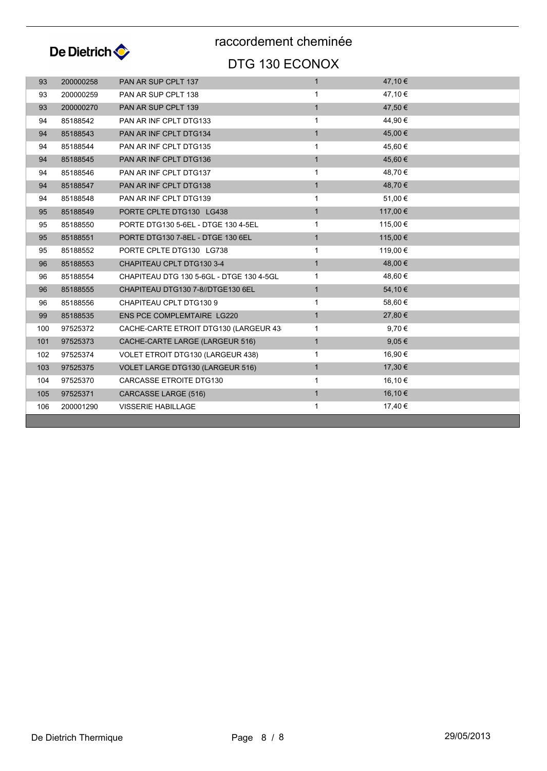# raccordement cheminée

## DTG 130 ECONOX

| | | | | |
|---|---|---|---|---|
| 93 | 200000258 | PAN AR SUP CPLT 137 | 1 | 47,10 € |
| 93 | 200000259 | PAN AR SUP CPLT 138 | 1 | 47,10 € |
| 93 | 200000270 | PAN AR SUP CPLT 139 | 1 | 47,50 € |
| 94 | 85188542 | PAN AR INF CPLT DTG133 | 1 | 44,90 € |
| 94 | 85188543 | PAN AR INF CPLT DTG134 | 1 | 45,00 € |
| 94 | 85188544 | PAN AR INF CPLT DTG135 | 1 | 45,60 € |
| 94 | 85188545 | PAN AR INF CPLT DTG136 | 1 | 45,60 € |
| 94 | 85188546 | PAN AR INF CPLT DTG137 | 1 | 48,70 € |
| 94 | 85188547 | PAN AR INF CPLT DTG138 | 1 | 48,70 € |
| 94 | 85188548 | PAN AR INF CPLT DTG139 | 1 | 51,00 € |
| 95 | 85188549 | PORTE CPLTE DTG130 LG438 | 1 | 117,00 € |
| 95 | 85188550 | PORTE DTG130 5-6EL - DTGE 130 4-5EL | 1 | 115,00 € |
| 95 | 85188551 | PORTE DTG130 7-8EL - DTGE 130 6EL | 1 | 115,00 € |
| 95 | 85188552 | PORTE CPLTE DTG130 LG738 | 1 | 119,00 € |
| 96 | 85188553 | CHAPITEAU CPLT DTG130 3-4 | 1 | 48,00 € |
| 96 | 85188554 | CHAPITEAU DTG 130 5-6GL - DTGE 130 4-5GL | 1 | 48,60 € |
| 96 | 85188555 | CHAPITEAU DTG130 7-8//DTGE130 6EL | 1 | 54,10 € |
| 96 | 85188556 | CHAPITEAU CPLT DTG130 9 | 1 | 58,60 € |
| 99 | 85188535 | ENS PCE COMPLEMTAIRE LG220 | 1 | 27,80 € |
| 100 | 97525372 | CACHE-CARTE ETROIT DTG130 (LARGEUR 43 | 1 | 9,70 € |
| 101 | 97525373 | CACHE-CARTE LARGE (LARGEUR 516) | 1 | 9,05 € |
| 102 | 97525374 | VOLET ETROIT DTG130 (LARGEUR 438) | 1 | 16,90 € |
| 103 | 97525375 | VOLET LARGE DTG130 (LARGEUR 516) | 1 | 17,30 € |
| 104 | 97525370 | CARCASSE ETROITE DTG130 | 1 | 16,10 € |
| 105 | 97525371 | CARCASSE LARGE (516) | 1 | 16,10 € |
| 106 | 200001290 | VISSERIE HABILLAGE | 1 | 17,40 € |

De Dietrich Thermique

29/05/2013